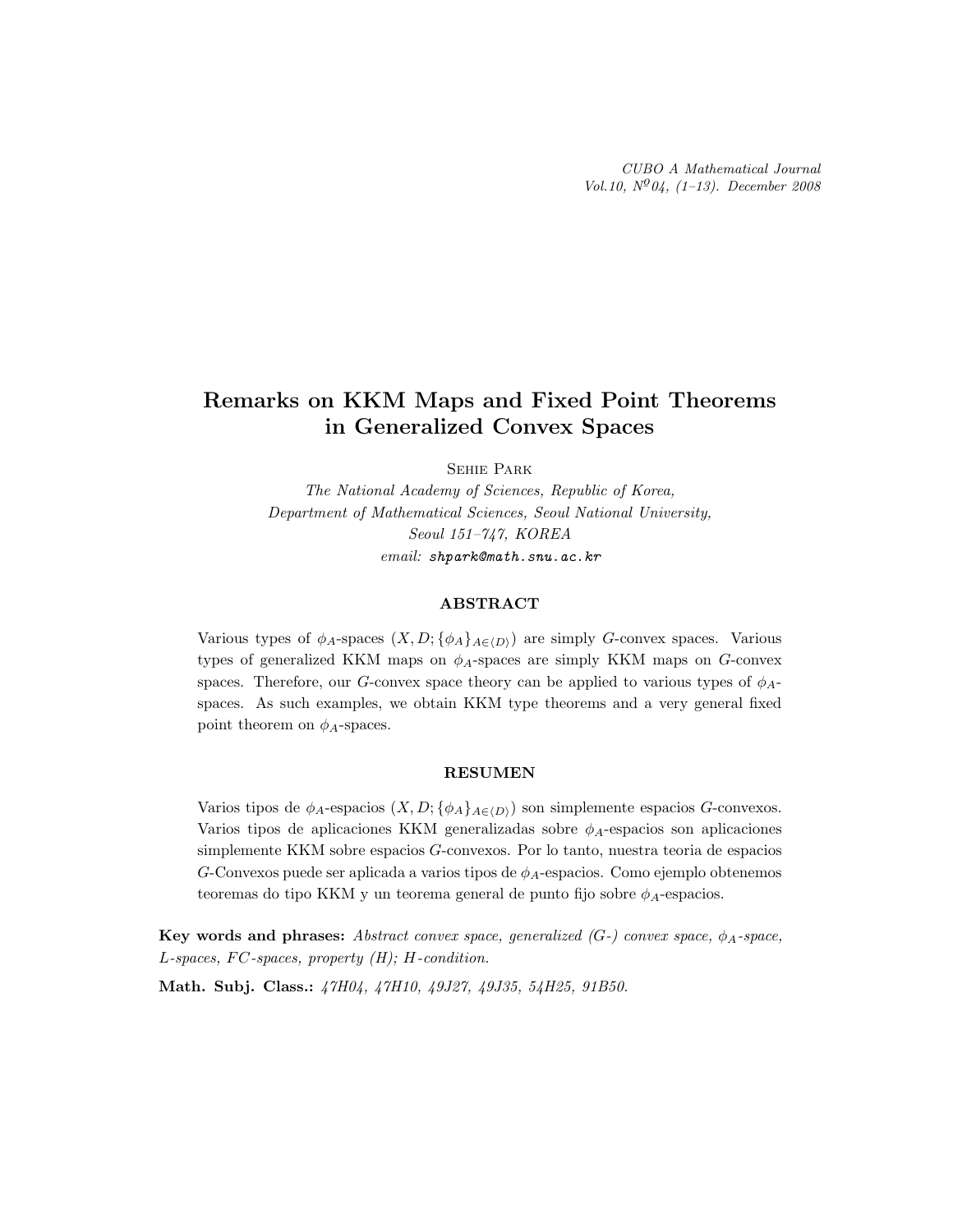# Remarks on KKM Maps and Fixed Point Theorems in Generalized Convex Spaces

Sehie Park

*The National Academy of Sciences, Republic of Korea,*
*Department of Mathematical Sciences, Seoul National University,*
*Seoul 151–747, KOREA*
*email:* `shpark@math.snu.ac.kr`

## ABSTRACT

Various types of $\phi_A$-spaces $(X, D; \{\phi_A\}_{A \in \langle D \rangle})$ are simply $G$-convex spaces. Various types of generalized KKM maps on $\phi_A$-spaces are simply KKM maps on $G$-convex spaces. Therefore, our $G$-convex space theory can be applied to various types of $\phi_A$-spaces. As such examples, we obtain KKM type theorems and a very general fixed point theorem on $\phi_A$-spaces.

## RESUMEN

Varios tipos de $\phi_A$-espacios $(X, D; \{\phi_A\}_{A \in \langle D \rangle})$ son simplemente espacios $G$-convexos. Varios tipos de aplicaciones KKM generalizadas sobre $\phi_A$-espacios son aplicaciones simplemente KKM sobre espacios $G$-convexos. Por lo tanto, nuestra teoria de espacios $G$-Convexos puede ser aplicada a varios tipos de $\phi_A$-espacios. Como ejemplo obtenemos teoremas do tipo KKM y un teorema general de punto fijo sobre $\phi_A$-espacios.

**Key words and phrases:** *Abstract convex space, generalized (G-) convex space, $\phi_A$-space, L-spaces, FC-spaces, property (H); H-condition.*

**Math. Subj. Class.:** *47H04, 47H10, 49J27, 49J35, 54H25, 91B50.*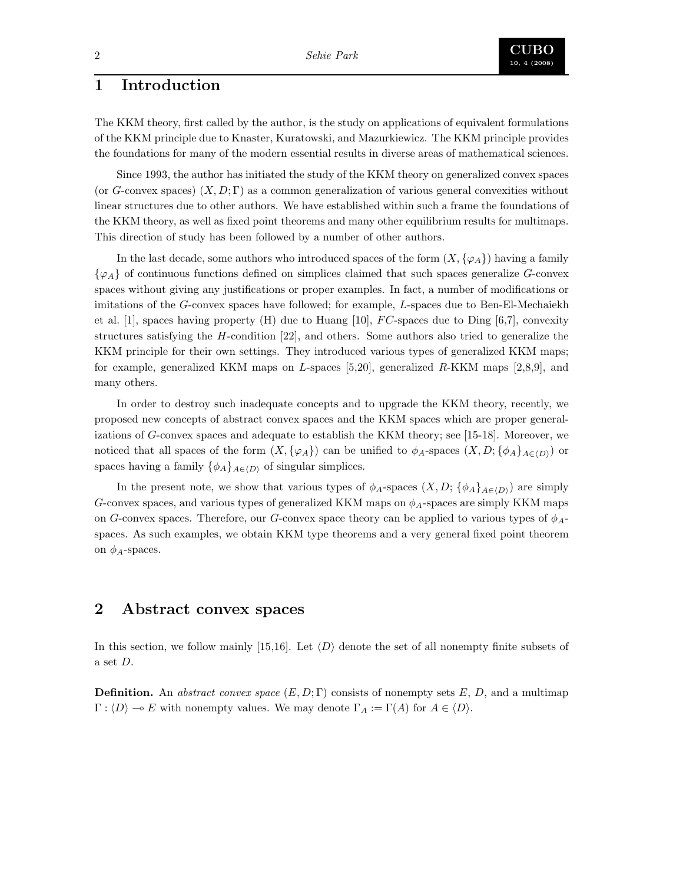## 1 Introduction

The KKM theory, first called by the author, is the study on applications of equivalent formulations of the KKM principle due to Knaster, Kuratowski, and Mazurkiewicz. The KKM principle provides the foundations for many of the modern essential results in diverse areas of mathematical sciences.

Since 1993, the author has initiated the study of the KKM theory on generalized convex spaces (or $G$-convex spaces) $(X, D; \Gamma)$ as a common generalization of various general convexities without linear structures due to other authors. We have established within such a frame the foundations of the KKM theory, as well as fixed point theorems and many other equilibrium results for multimaps. This direction of study has been followed by a number of other authors.

In the last decade, some authors who introduced spaces of the form $(X, \{\varphi_A\})$ having a family $\{\varphi_A\}$ of continuous functions defined on simplices claimed that such spaces generalize $G$-convex spaces without giving any justifications or proper examples. In fact, a number of modifications or imitations of the $G$-convex spaces have followed; for example, $L$-spaces due to Ben-El-Mechaiekh et al. [1], spaces having property (H) due to Huang [10], $FC$-spaces due to Ding [6,7], convexity structures satisfying the $H$-condition [22], and others. Some authors also tried to generalize the KKM principle for their own settings. They introduced various types of generalized KKM maps; for example, generalized KKM maps on $L$-spaces [5,20], generalized $R$-KKM maps [2,8,9], and many others.

In order to destroy such inadequate concepts and to upgrade the KKM theory, recently, we proposed new concepts of abstract convex spaces and the KKM spaces which are proper generalizations of $G$-convex spaces and adequate to establish the KKM theory; see [15-18]. Moreover, we noticed that all spaces of the form $(X, \{\varphi_A\})$ can be unified to $\phi_A$-spaces $(X, D; \{\phi_A\}_{A \in \langle D \rangle})$ or spaces having a family $\{\phi_A\}_{A \in \langle D \rangle}$ of singular simplices.

In the present note, we show that various types of $\phi_A$-spaces $(X, D; \{\phi_A\}_{A \in \langle D \rangle})$ are simply $G$-convex spaces, and various types of generalized KKM maps on $\phi_A$-spaces are simply KKM maps on $G$-convex spaces. Therefore, our $G$-convex space theory can be applied to various types of $\phi_A$-spaces. As such examples, we obtain KKM type theorems and a very general fixed point theorem on $\phi_A$-spaces.

## 2 Abstract convex spaces

In this section, we follow mainly [15,16]. Let $\langle D \rangle$ denote the set of all nonempty finite subsets of a set $D$.

**Definition.** An *abstract convex space* $(E, D; \Gamma)$ consists of nonempty sets $E$, $D$, and a multimap $\Gamma : \langle D \rangle \multimap E$ with nonempty values. We may denote $\Gamma_A := \Gamma(A)$ for $A \in \langle D \rangle$.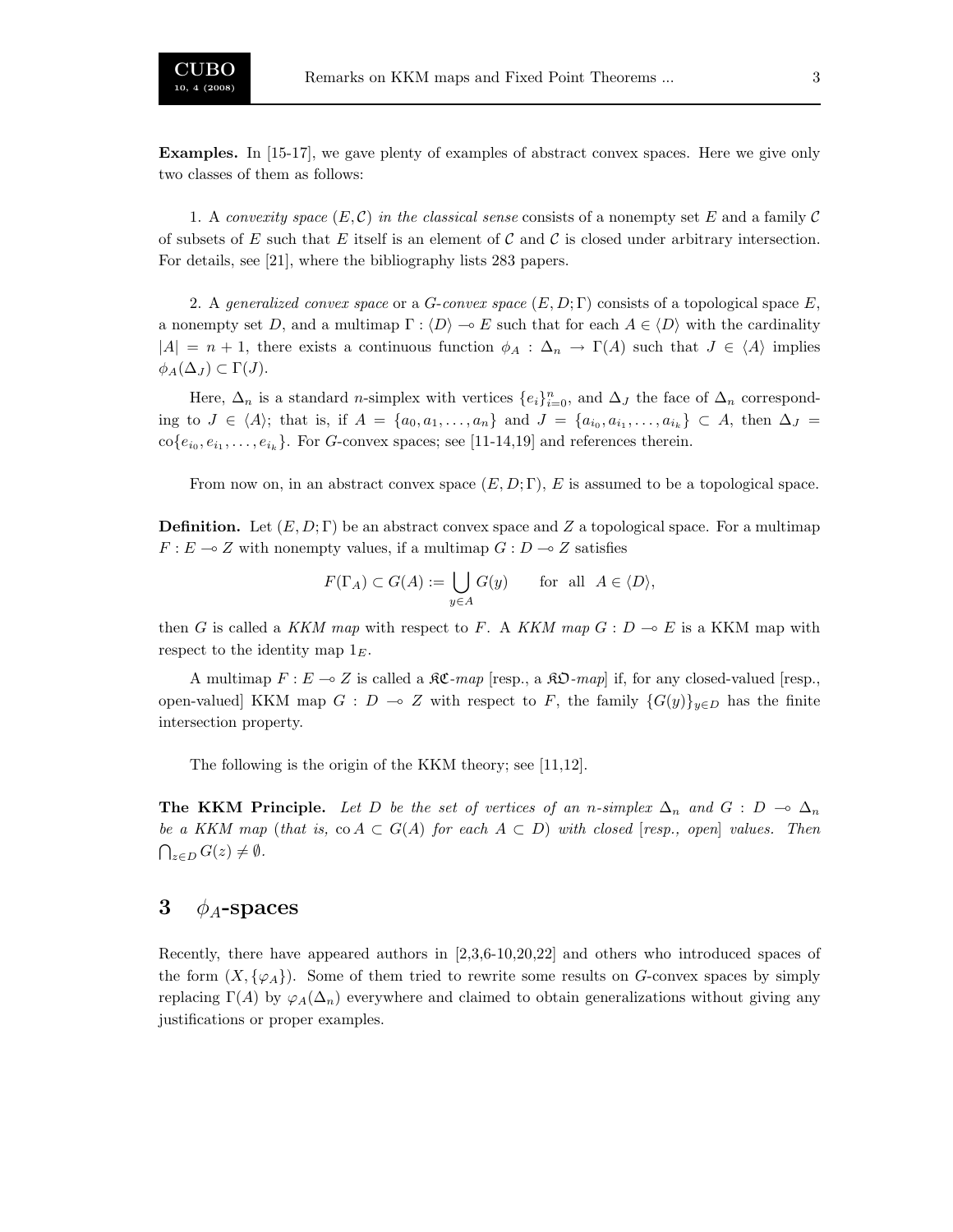**Examples.** In [15-17], we gave plenty of examples of abstract convex spaces. Here we give only two classes of them as follows:

1. A *convexity space* $(E, \mathcal{C})$ *in the classical sense* consists of a nonempty set $E$ and a family $\mathcal{C}$ of subsets of $E$ such that $E$ itself is an element of $\mathcal{C}$ and $\mathcal{C}$ is closed under arbitrary intersection. For details, see [21], where the bibliography lists 283 papers.

2. A *generalized convex space* or a *G-convex space* $(E, D; \Gamma)$ consists of a topological space $E$, a nonempty set $D$, and a multimap $\Gamma : \langle D \rangle \multimap E$ such that for each $A \in \langle D \rangle$ with the cardinality $|A| = n + 1$, there exists a continuous function $\phi_A : \Delta_n \to \Gamma(A)$ such that $J \in \langle A \rangle$ implies $\phi_A(\Delta_J) \subset \Gamma(J)$.

Here, $\Delta_n$ is a standard $n$-simplex with vertices $\{e_i\}_{i=0}^n$, and $\Delta_J$ the face of $\Delta_n$ corresponding to $J \in \langle A \rangle$; that is, if $A = \{a_0, a_1, \ldots, a_n\}$ and $J = \{a_{i_0}, a_{i_1}, \ldots, a_{i_k}\} \subset A$, then $\Delta_J = \text{co}\{e_{i_0}, e_{i_1}, \ldots, e_{i_k}\}$. For $G$-convex spaces; see [11-14,19] and references therein.

From now on, in an abstract convex space $(E, D; \Gamma)$, $E$ is assumed to be a topological space.

**Definition.** Let $(E, D; \Gamma)$ be an abstract convex space and $Z$ a topological space. For a multimap $F : E \multimap Z$ with nonempty values, if a multimap $G : D \multimap Z$ satisfies

$$F(\Gamma_A) \subset G(A) := \bigcup_{y \in A} G(y) \qquad \text{for all} \quad A \in \langle D \rangle,$$

then $G$ is called a *KKM map* with respect to $F$. A *KKM map* $G : D \multimap E$ is a KKM map with respect to the identity map $1_E$.

A multimap $F : E \multimap Z$ is called a $\mathfrak{KC}$*-map* [resp., a $\mathfrak{KO}$*-map*] if, for any closed-valued [resp., open-valued] KKM map $G : D \multimap Z$ with respect to $F$, the family $\{G(y)\}_{y \in D}$ has the finite intersection property.

The following is the origin of the KKM theory; see [11,12].

**The KKM Principle.** *Let $D$ be the set of vertices of an $n$-simplex $\Delta_n$ and $G : D \multimap \Delta_n$ be a KKM map (that is, $\text{co}\, A \subset G(A)$ for each $A \subset D$) with closed [resp., open] values. Then $\bigcap_{z \in D} G(z) \neq \emptyset$.*

## 3 $\phi_A$-spaces

Recently, there have appeared authors in [2,3,6-10,20,22] and others who introduced spaces of the form $(X, \{\varphi_A\})$. Some of them tried to rewrite some results on $G$-convex spaces by simply replacing $\Gamma(A)$ by $\varphi_A(\Delta_n)$ everywhere and claimed to obtain generalizations without giving any justifications or proper examples.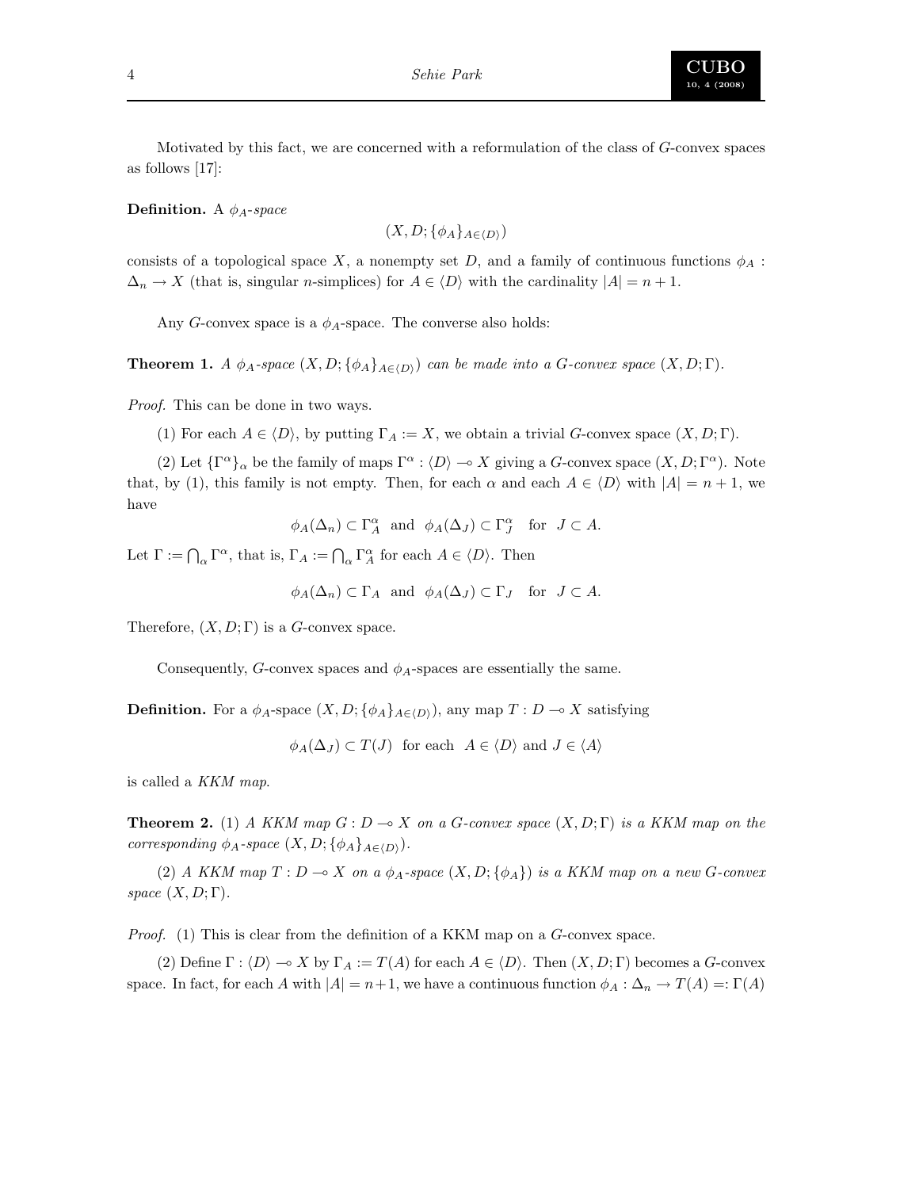Motivated by this fact, we are concerned with a reformulation of the class of $G$-convex spaces as follows [17]:

**Definition.** A *$\phi_A$-space*

$$(X, D; \{\phi_A\}_{A\in\langle D\rangle})$$

consists of a topological space $X$, a nonempty set $D$, and a family of continuous functions $\phi_A : \Delta_n \to X$ (that is, singular $n$-simplices) for $A \in \langle D\rangle$ with the cardinality $|A| = n+1$.

Any $G$-convex space is a $\phi_A$-space. The converse also holds:

**Theorem 1.** *A $\phi_A$-space $(X, D; \{\phi_A\}_{A\in\langle D\rangle})$ can be made into a $G$-convex space $(X, D; \Gamma)$.*

*Proof.* This can be done in two ways.

(1) For each $A \in \langle D\rangle$, by putting $\Gamma_A := X$, we obtain a trivial $G$-convex space $(X, D; \Gamma)$.

(2) Let $\{\Gamma^\alpha\}_\alpha$ be the family of maps $\Gamma^\alpha : \langle D\rangle \multimap X$ giving a $G$-convex space $(X, D; \Gamma^\alpha)$. Note that, by (1), this family is not empty. Then, for each $\alpha$ and each $A \in \langle D\rangle$ with $|A| = n+1$, we have

$$\phi_A(\Delta_n) \subset \Gamma^\alpha_A \ \text{ and } \ \phi_A(\Delta_J) \subset \Gamma^\alpha_J \quad \text{for} \quad J \subset A.$$

Let $\Gamma := \bigcap_\alpha \Gamma^\alpha$, that is, $\Gamma_A := \bigcap_\alpha \Gamma^\alpha_A$ for each $A \in \langle D\rangle$. Then

$$\phi_A(\Delta_n) \subset \Gamma_A \ \text{ and } \ \phi_A(\Delta_J) \subset \Gamma_J \quad \text{for} \quad J \subset A.$$

Therefore, $(X, D; \Gamma)$ is a $G$-convex space.

Consequently, $G$-convex spaces and $\phi_A$-spaces are essentially the same.

**Definition.** For a $\phi_A$-space $(X, D; \{\phi_A\}_{A\in\langle D\rangle})$, any map $T : D \multimap X$ satisfying

$$\phi_A(\Delta_J) \subset T(J) \ \text{ for each } \ A \in \langle D\rangle \text{ and } J \in \langle A\rangle$$

is called a *KKM map*.

**Theorem 2.** (1) *A KKM map $G : D \multimap X$ on a $G$-convex space $(X, D; \Gamma)$ is a KKM map on the corresponding $\phi_A$-space $(X, D; \{\phi_A\}_{A\in\langle D\rangle})$.*

(2) *A KKM map $T : D \multimap X$ on a $\phi_A$-space $(X, D; \{\phi_A\})$ is a KKM map on a new $G$-convex space $(X, D; \Gamma)$.*

*Proof.* (1) This is clear from the definition of a KKM map on a $G$-convex space.

(2) Define $\Gamma : \langle D\rangle \multimap X$ by $\Gamma_A := T(A)$ for each $A \in \langle D\rangle$. Then $(X, D; \Gamma)$ becomes a $G$-convex space. In fact, for each $A$ with $|A| = n+1$, we have a continuous function $\phi_A : \Delta_n \to T(A) =: \Gamma(A)$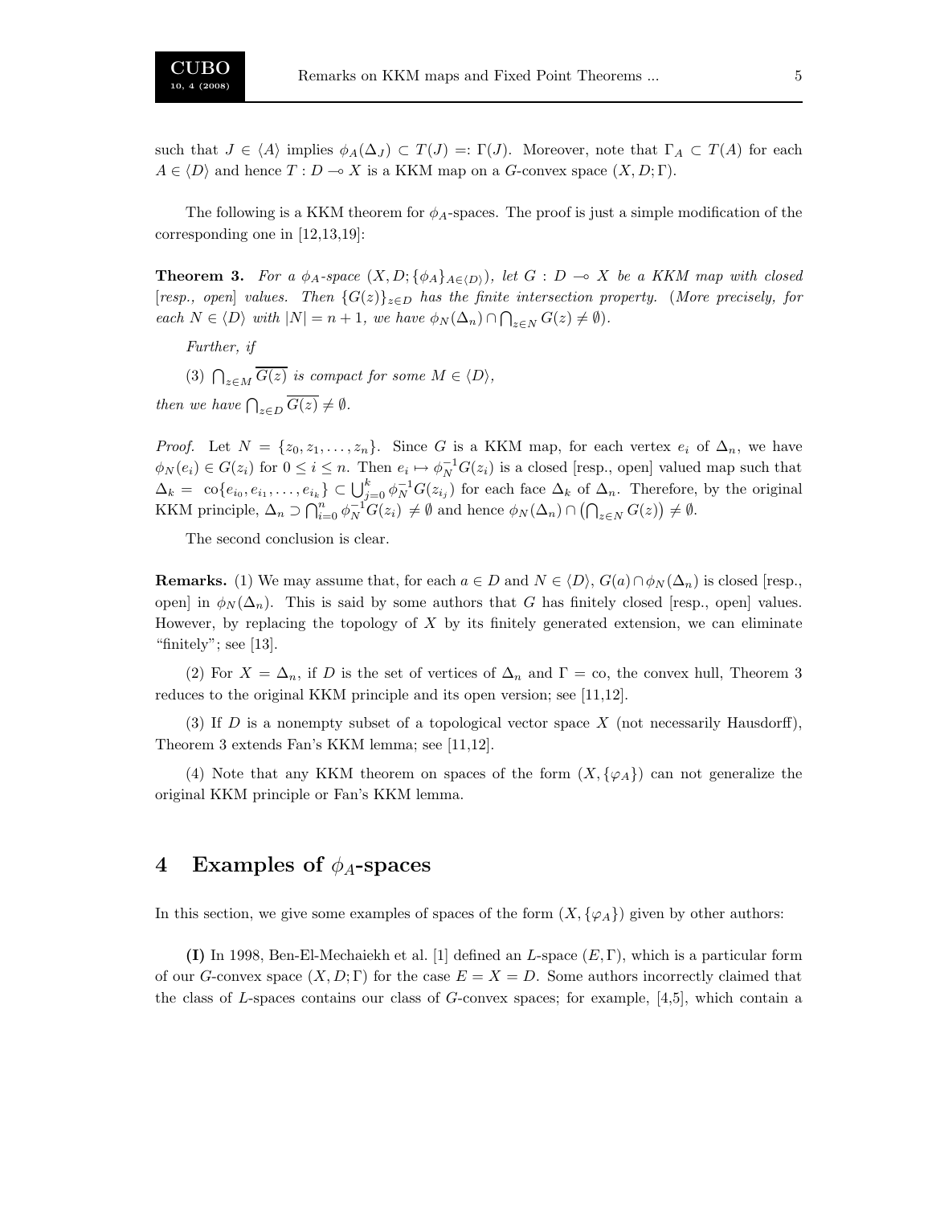such that $J \in \langle A \rangle$ implies $\phi_A(\Delta_J) \subset T(J) =: \Gamma(J)$. Moreover, note that $\Gamma_A \subset T(A)$ for each $A \in \langle D \rangle$ and hence $T : D \multimap X$ is a KKM map on a $G$-convex space $(X, D; \Gamma)$.

The following is a KKM theorem for $\phi_A$-spaces. The proof is just a simple modification of the corresponding one in [12,13,19]:

**Theorem 3.** *For a $\phi_A$-space $(X, D; \{\phi_A\}_{A \in \langle D \rangle})$, let $G : D \multimap X$ be a KKM map with closed [resp., open] values. Then $\{G(z)\}_{z \in D}$ has the finite intersection property. (More precisely, for each $N \in \langle D \rangle$ with $|N| = n + 1$, we have $\phi_N(\Delta_n) \cap \bigcap_{z \in N} G(z) \neq \emptyset$).*

*Further, if*

(3) *$\bigcap_{z \in M} \overline{G(z)}$ is compact for some $M \in \langle D \rangle$,*

*then we have $\bigcap_{z \in D} \overline{G(z)} \neq \emptyset$.*

*Proof.* Let $N = \{z_0, z_1, \ldots, z_n\}$. Since $G$ is a KKM map, for each vertex $e_i$ of $\Delta_n$, we have $\phi_N(e_i) \in G(z_i)$ for $0 \leq i \leq n$. Then $e_i \mapsto \phi_N^{-1} G(z_i)$ is a closed [resp., open] valued map such that $\Delta_k = \operatorname{co}\{e_{i_0}, e_{i_1}, \ldots, e_{i_k}\} \subset \bigcup_{j=0}^{k} \phi_N^{-1} G(z_{i_j})$ for each face $\Delta_k$ of $\Delta_n$. Therefore, by the original KKM principle, $\Delta_n \supset \bigcap_{i=0}^{n} \phi_N^{-1} G(z_i) \neq \emptyset$ and hence $\phi_N(\Delta_n) \cap \left(\bigcap_{z \in N} G(z)\right) \neq \emptyset$.

The second conclusion is clear.

**Remarks.** (1) We may assume that, for each $a \in D$ and $N \in \langle D \rangle$, $G(a) \cap \phi_N(\Delta_n)$ is closed [resp., open] in $\phi_N(\Delta_n)$. This is said by some authors that $G$ has finitely closed [resp., open] values. However, by replacing the topology of $X$ by its finitely generated extension, we can eliminate "finitely"; see [13].

(2) For $X = \Delta_n$, if $D$ is the set of vertices of $\Delta_n$ and $\Gamma = \operatorname{co}$, the convex hull, Theorem 3 reduces to the original KKM principle and its open version; see [11,12].

(3) If $D$ is a nonempty subset of a topological vector space $X$ (not necessarily Hausdorff), Theorem 3 extends Fan's KKM lemma; see [11,12].

(4) Note that any KKM theorem on spaces of the form $(X, \{\varphi_A\})$ can not generalize the original KKM principle or Fan's KKM lemma.

## 4 Examples of $\phi_A$-spaces

In this section, we give some examples of spaces of the form $(X, \{\varphi_A\})$ given by other authors:

**(I)** In 1998, Ben-El-Mechaiekh et al. [1] defined an $L$-space $(E, \Gamma)$, which is a particular form of our $G$-convex space $(X, D; \Gamma)$ for the case $E = X = D$. Some authors incorrectly claimed that the class of $L$-spaces contains our class of $G$-convex spaces; for example, [4,5], which contain a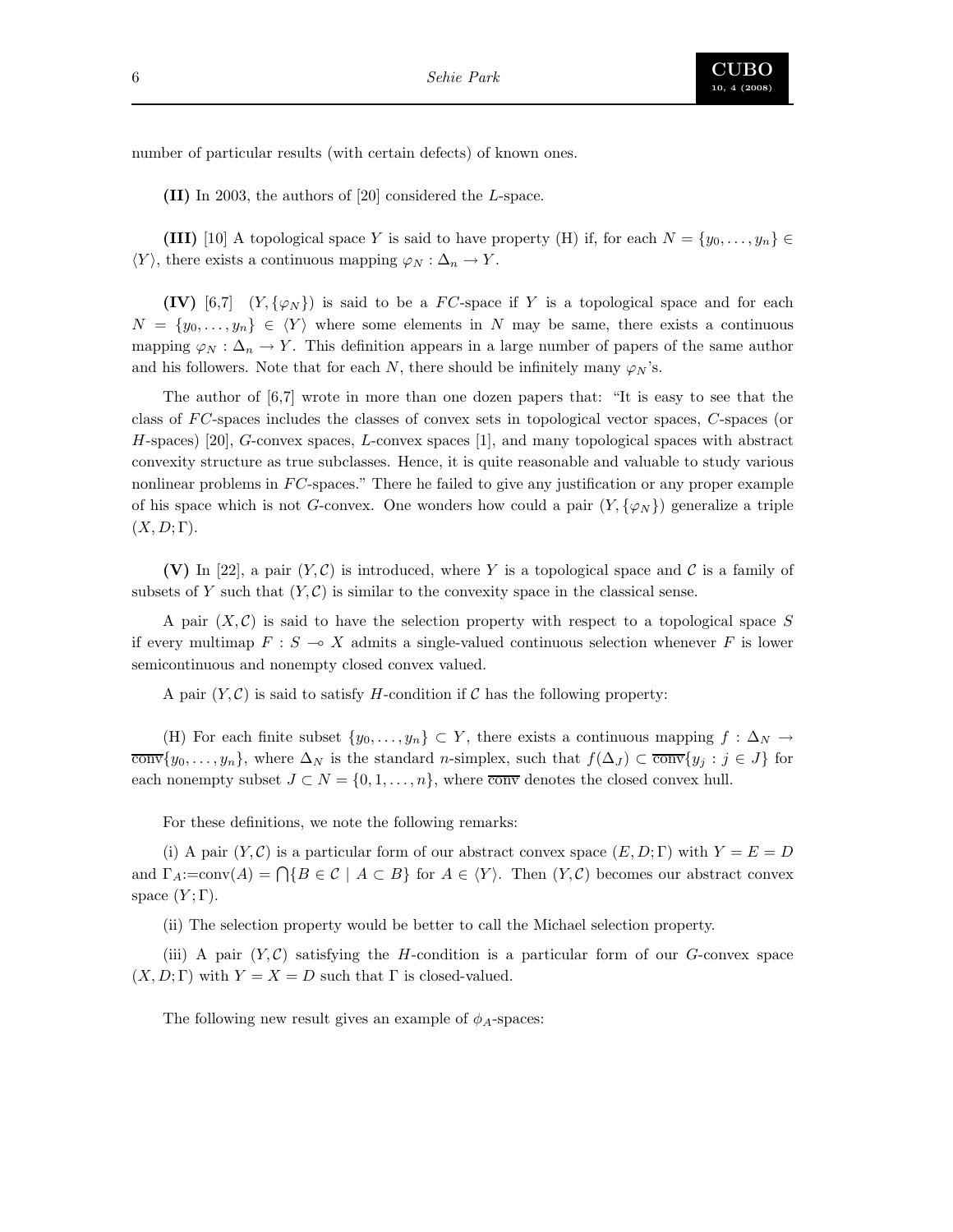number of particular results (with certain defects) of known ones.

**(II)** In 2003, the authors of [20] considered the $L$-space.

**(III)** [10] A topological space $Y$ is said to have property (H) if, for each $N = \{y_0, \ldots, y_n\} \in \langle Y \rangle$, there exists a continuous mapping $\varphi_N : \Delta_n \to Y$.

**(IV)** [6,7] $(Y, \{\varphi_N\})$ is said to be a $FC$-space if $Y$ is a topological space and for each $N = \{y_0, \ldots, y_n\} \in \langle Y \rangle$ where some elements in $N$ may be same, there exists a continuous mapping $\varphi_N : \Delta_n \to Y$. This definition appears in a large number of papers of the same author and his followers. Note that for each $N$, there should be infinitely many $\varphi_N$'s.

The author of [6,7] wrote in more than one dozen papers that: "It is easy to see that the class of $FC$-spaces includes the classes of convex sets in topological vector spaces, $C$-spaces (or $H$-spaces) [20], $G$-convex spaces, $L$-convex spaces [1], and many topological spaces with abstract convexity structure as true subclasses. Hence, it is quite reasonable and valuable to study various nonlinear problems in $FC$-spaces." There he failed to give any justification or any proper example of his space which is not $G$-convex. One wonders how could a pair $(Y, \{\varphi_N\})$ generalize a triple $(X, D; \Gamma)$.

**(V)** In [22], a pair $(Y, \mathcal{C})$ is introduced, where $Y$ is a topological space and $\mathcal{C}$ is a family of subsets of $Y$ such that $(Y, \mathcal{C})$ is similar to the convexity space in the classical sense.

A pair $(X, \mathcal{C})$ is said to have the selection property with respect to a topological space $S$ if every multimap $F : S \multimap X$ admits a single-valued continuous selection whenever $F$ is lower semicontinuous and nonempty closed convex valued.

A pair $(Y, \mathcal{C})$ is said to satisfy $H$-condition if $\mathcal{C}$ has the following property:

(H) For each finite subset $\{y_0, \ldots, y_n\} \subset Y$, there exists a continuous mapping $f : \Delta_N \to \overline{\mathrm{conv}}\{y_0, \ldots, y_n\}$, where $\Delta_N$ is the standard $n$-simplex, such that $f(\Delta_J) \subset \overline{\mathrm{conv}}\{y_j : j \in J\}$ for each nonempty subset $J \subset N = \{0, 1, \ldots, n\}$, where $\overline{\mathrm{conv}}$ denotes the closed convex hull.

For these definitions, we note the following remarks:

(i) A pair $(Y, \mathcal{C})$ is a particular form of our abstract convex space $(E, D; \Gamma)$ with $Y = E = D$ and $\Gamma_A := \mathrm{conv}(A) = \bigcap\{B \in \mathcal{C} \mid A \subset B\}$ for $A \in \langle Y \rangle$. Then $(Y, \mathcal{C})$ becomes our abstract convex space $(Y; \Gamma)$.

(ii) The selection property would be better to call the Michael selection property.

(iii) A pair $(Y, \mathcal{C})$ satisfying the $H$-condition is a particular form of our $G$-convex space $(X, D; \Gamma)$ with $Y = X = D$ such that $\Gamma$ is closed-valued.

The following new result gives an example of $\phi_A$-spaces: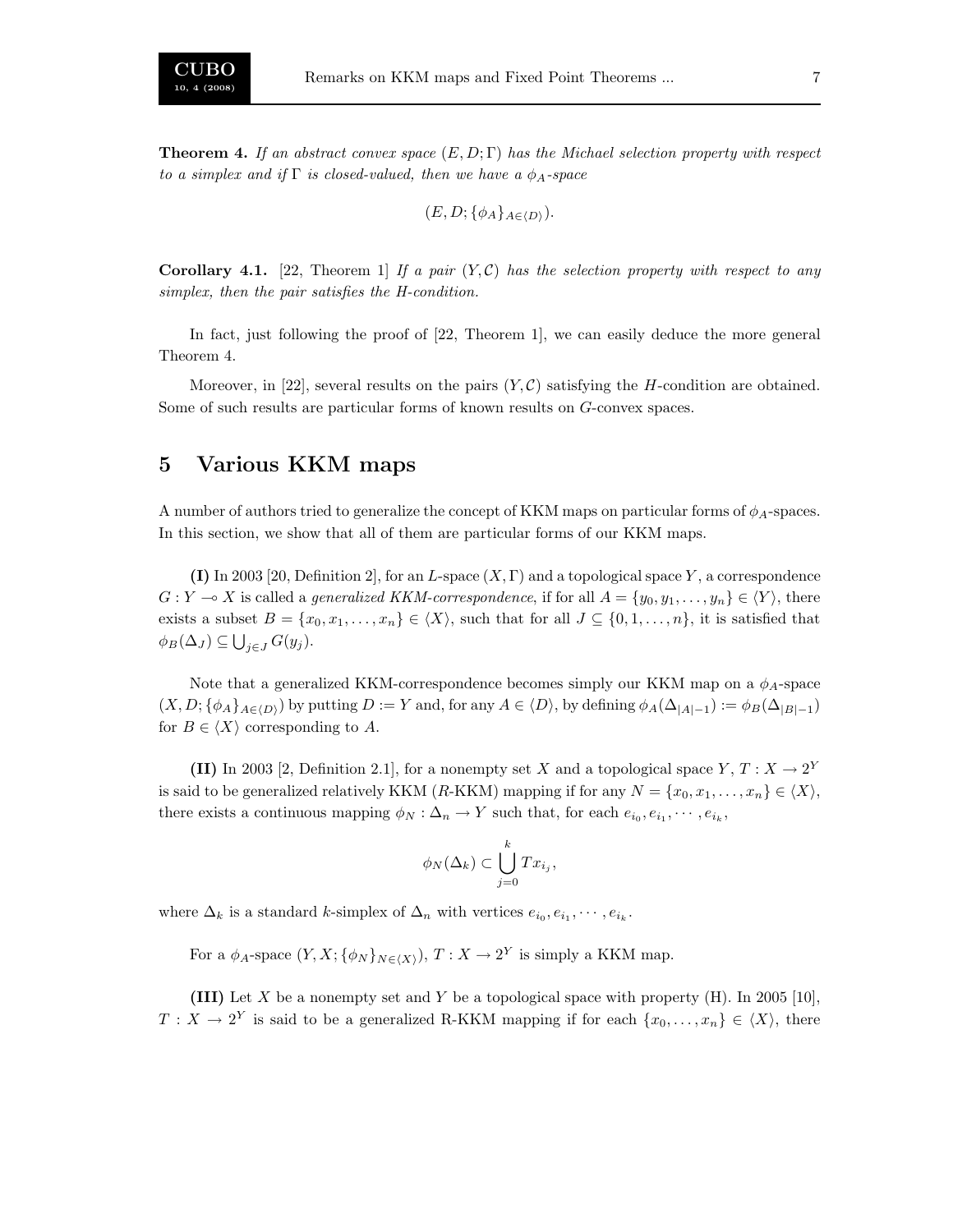**Theorem 4.** *If an abstract convex space $(E, D; \Gamma)$ has the Michael selection property with respect to a simplex and if $\Gamma$ is closed-valued, then we have a $\phi_A$-space*

$$(E, D; \{\phi_A\}_{A \in \langle D \rangle}).$$

**Corollary 4.1.** [22, Theorem 1] *If a pair $(Y, \mathcal{C})$ has the selection property with respect to any simplex, then the pair satisfies the H-condition.*

In fact, just following the proof of [22, Theorem 1], we can easily deduce the more general Theorem 4.

Moreover, in [22], several results on the pairs $(Y, \mathcal{C})$ satisfying the $H$-condition are obtained. Some of such results are particular forms of known results on $G$-convex spaces.

## 5 Various KKM maps

A number of authors tried to generalize the concept of KKM maps on particular forms of $\phi_A$-spaces. In this section, we show that all of them are particular forms of our KKM maps.

**(I)** In 2003 [20, Definition 2], for an $L$-space $(X, \Gamma)$ and a topological space $Y$, a correspondence $G : Y \multimap X$ is called a *generalized KKM-correspondence*, if for all $A = \{y_0, y_1, \ldots, y_n\} \in \langle Y \rangle$, there exists a subset $B = \{x_0, x_1, \ldots, x_n\} \in \langle X \rangle$, such that for all $J \subseteq \{0, 1, \ldots, n\}$, it is satisfied that $\phi_B(\Delta_J) \subseteq \bigcup_{j \in J} G(y_j)$.

Note that a generalized KKM-correspondence becomes simply our KKM map on a $\phi_A$-space $(X, D; \{\phi_A\}_{A \in \langle D \rangle})$ by putting $D := Y$ and, for any $A \in \langle D \rangle$, by defining $\phi_A(\Delta_{|A|-1}) := \phi_B(\Delta_{|B|-1})$ for $B \in \langle X \rangle$ corresponding to $A$.

**(II)** In 2003 [2, Definition 2.1], for a nonempty set $X$ and a topological space $Y$, $T : X \to 2^Y$ is said to be generalized relatively KKM ($R$-KKM) mapping if for any $N = \{x_0, x_1, \ldots, x_n\} \in \langle X \rangle$, there exists a continuous mapping $\phi_N : \Delta_n \to Y$ such that, for each $e_{i_0}, e_{i_1}, \cdots, e_{i_k}$,

$$\phi_N(\Delta_k) \subset \bigcup_{j=0}^{k} T x_{i_j},$$

where $\Delta_k$ is a standard $k$-simplex of $\Delta_n$ with vertices $e_{i_0}, e_{i_1}, \cdots, e_{i_k}$.

For a $\phi_A$-space $(Y, X; \{\phi_N\}_{N \in \langle X \rangle})$, $T : X \to 2^Y$ is simply a KKM map.

**(III)** Let $X$ be a nonempty set and $Y$ be a topological space with property (H). In 2005 [10], $T : X \to 2^Y$ is said to be a generalized R-KKM mapping if for each $\{x_0, \ldots, x_n\} \in \langle X \rangle$, there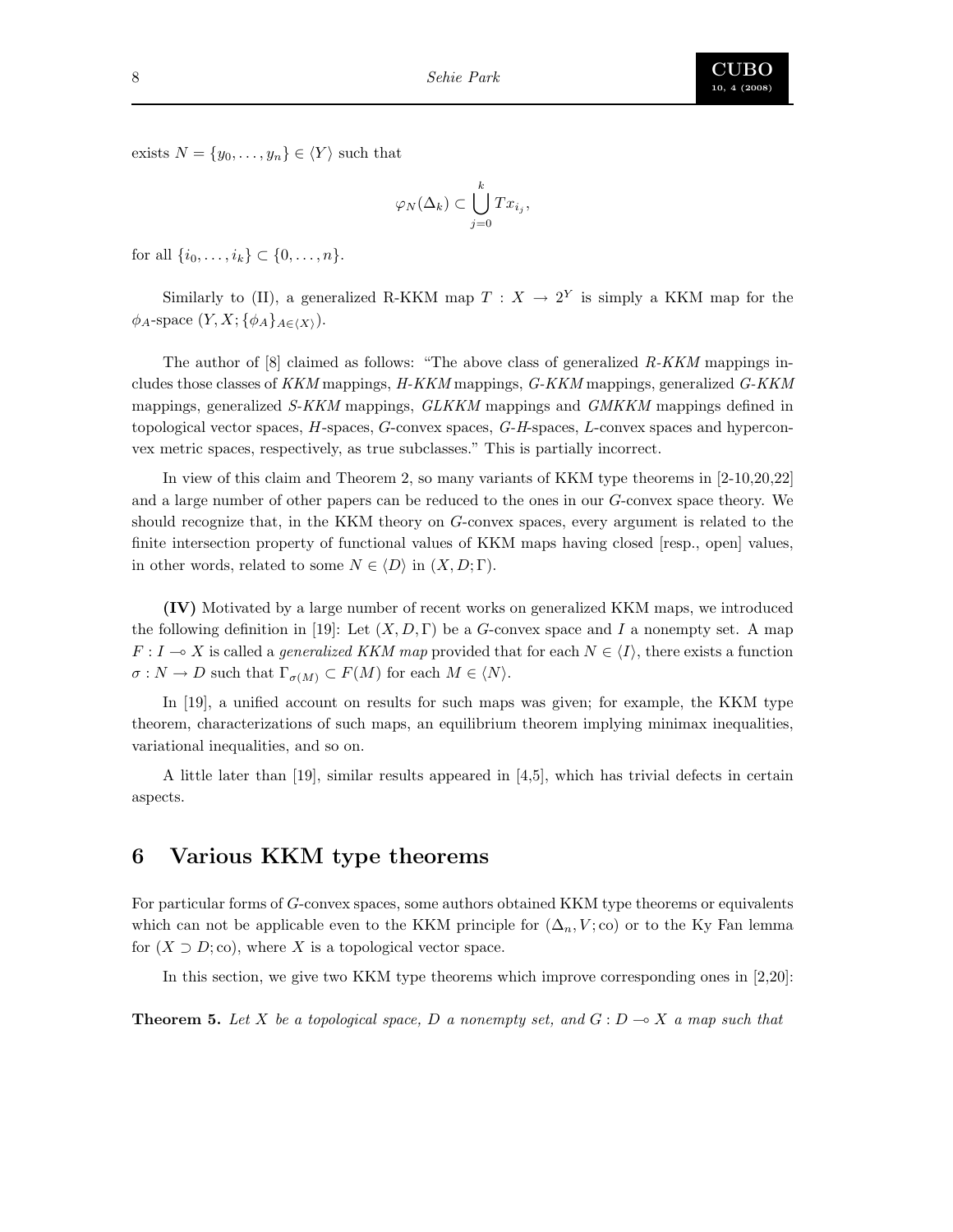exists $N = \{y_0, \dots, y_n\} \in \langle Y \rangle$ such that

$$\varphi_N(\Delta_k) \subset \bigcup_{j=0}^{k} Tx_{i_j},$$

for all $\{i_0, \dots, i_k\} \subset \{0, \dots, n\}$.

Similarly to (II), a generalized R-KKM map $T : X \to 2^Y$ is simply a KKM map for the $\phi_A$-space $(Y, X; \{\phi_A\}_{A \in \langle X \rangle})$.

The author of [8] claimed as follows: "The above class of generalized *R-KKM* mappings includes those classes of *KKM* mappings, *H-KKM* mappings, *G-KKM* mappings, generalized *G-KKM* mappings, generalized *S-KKM* mappings, *GLKKM* mappings and *GMKKM* mappings defined in topological vector spaces, *H*-spaces, *G*-convex spaces, *G-H*-spaces, *L*-convex spaces and hyperconvex metric spaces, respectively, as true subclasses." This is partially incorrect.

In view of this claim and Theorem 2, so many variants of KKM type theorems in [2-10,20,22] and a large number of other papers can be reduced to the ones in our *G*-convex space theory. We should recognize that, in the KKM theory on *G*-convex spaces, every argument is related to the finite intersection property of functional values of KKM maps having closed [resp., open] values, in other words, related to some $N \in \langle D \rangle$ in $(X, D; \Gamma)$.

**(IV)** Motivated by a large number of recent works on generalized KKM maps, we introduced the following definition in [19]: Let $(X, D, \Gamma)$ be a *G*-convex space and $I$ a nonempty set. A map $F : I \multimap X$ is called a *generalized KKM map* provided that for each $N \in \langle I \rangle$, there exists a function $\sigma : N \to D$ such that $\Gamma_{\sigma(M)} \subset F(M)$ for each $M \in \langle N \rangle$.

In [19], a unified account on results for such maps was given; for example, the KKM type theorem, characterizations of such maps, an equilibrium theorem implying minimax inequalities, variational inequalities, and so on.

A little later than [19], similar results appeared in [4,5], which has trivial defects in certain aspects.

## 6 Various KKM type theorems

For particular forms of *G*-convex spaces, some authors obtained KKM type theorems or equivalents which can not be applicable even to the KKM principle for $(\Delta_n, V; \mathrm{co})$ or to the Ky Fan lemma for $(X \supset D; \mathrm{co})$, where $X$ is a topological vector space.

In this section, we give two KKM type theorems which improve corresponding ones in [2,20]:

**Theorem 5.** *Let $X$ be a topological space, $D$ a nonempty set, and $G : D \multimap X$ a map such that*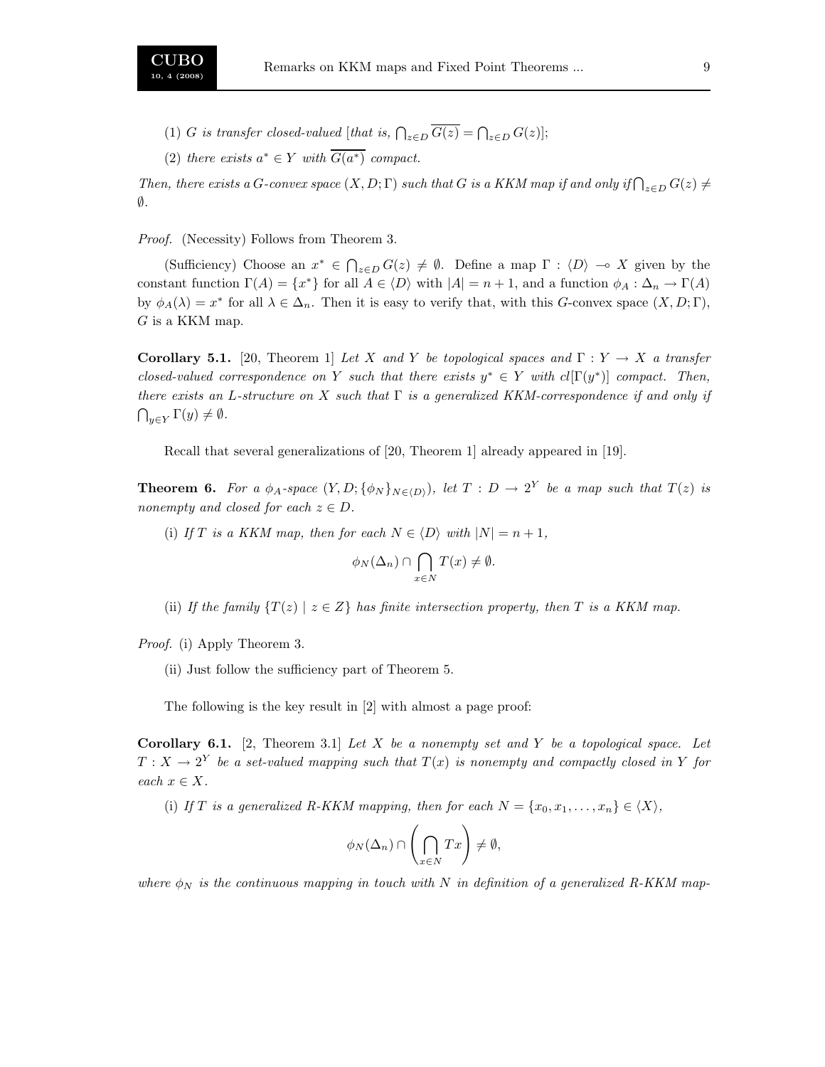(1) *$G$ is transfer closed-valued* [*that is,* $\bigcap_{z\in D}\overline{G(z)} = \bigcap_{z\in D} G(z)$];

(2) *there exists $a^* \in Y$ with $\overline{G(a^*)}$ compact.*

*Then, there exists a $G$-convex space $(X, D; \Gamma)$ such that $G$ is a KKM map if and only if $\bigcap_{z\in D} G(z) \neq \emptyset$.*

*Proof.* (Necessity) Follows from Theorem 3.

(Sufficiency) Choose an $x^* \in \bigcap_{z\in D} G(z) \neq \emptyset$. Define a map $\Gamma : \langle D\rangle \multimap X$ given by the constant function $\Gamma(A) = \{x^*\}$ for all $A \in \langle D\rangle$ with $|A| = n+1$, and a function $\phi_A : \Delta_n \to \Gamma(A)$ by $\phi_A(\lambda) = x^*$ for all $\lambda \in \Delta_n$. Then it is easy to verify that, with this $G$-convex space $(X, D; \Gamma)$, $G$ is a KKM map.

**Corollary 5.1.** [20, Theorem 1] *Let $X$ and $Y$ be topological spaces and $\Gamma : Y \to X$ a transfer closed-valued correspondence on $Y$ such that there exists $y^* \in Y$ with $cl[\Gamma(y^*)]$ compact. Then, there exists an $L$-structure on $X$ such that $\Gamma$ is a generalized KKM-correspondence if and only if $\bigcap_{y\in Y} \Gamma(y) \neq \emptyset$.*

Recall that several generalizations of [20, Theorem 1] already appeared in [19].

**Theorem 6.** *For a $\phi_A$-space $(Y, D; \{\phi_N\}_{N\in\langle D\rangle})$, let $T : D \to 2^Y$ be a map such that $T(z)$ is nonempty and closed for each $z \in D$.*

(i) *If $T$ is a KKM map, then for each $N \in \langle D\rangle$ with $|N| = n+1$,*

$$\phi_N(\Delta_n) \cap \bigcap_{x\in N} T(x) \neq \emptyset.$$

(ii) *If the family $\{T(z) \mid z \in Z\}$ has finite intersection property, then $T$ is a KKM map.*

*Proof.* (i) Apply Theorem 3.

(ii) Just follow the sufficiency part of Theorem 5.

The following is the key result in [2] with almost a page proof:

**Corollary 6.1.** [2, Theorem 3.1] *Let $X$ be a nonempty set and $Y$ be a topological space. Let $T : X \to 2^Y$ be a set-valued mapping such that $T(x)$ is nonempty and compactly closed in $Y$ for each $x \in X$.*

(i) *If $T$ is a generalized R-KKM mapping, then for each $N = \{x_0, x_1, \ldots, x_n\} \in \langle X\rangle$,*

$$\phi_N(\Delta_n) \cap \left(\bigcap_{x\in N} Tx\right) \neq \emptyset,$$

*where $\phi_N$ is the continuous mapping in touch with $N$ in definition of a generalized R-KKM map-*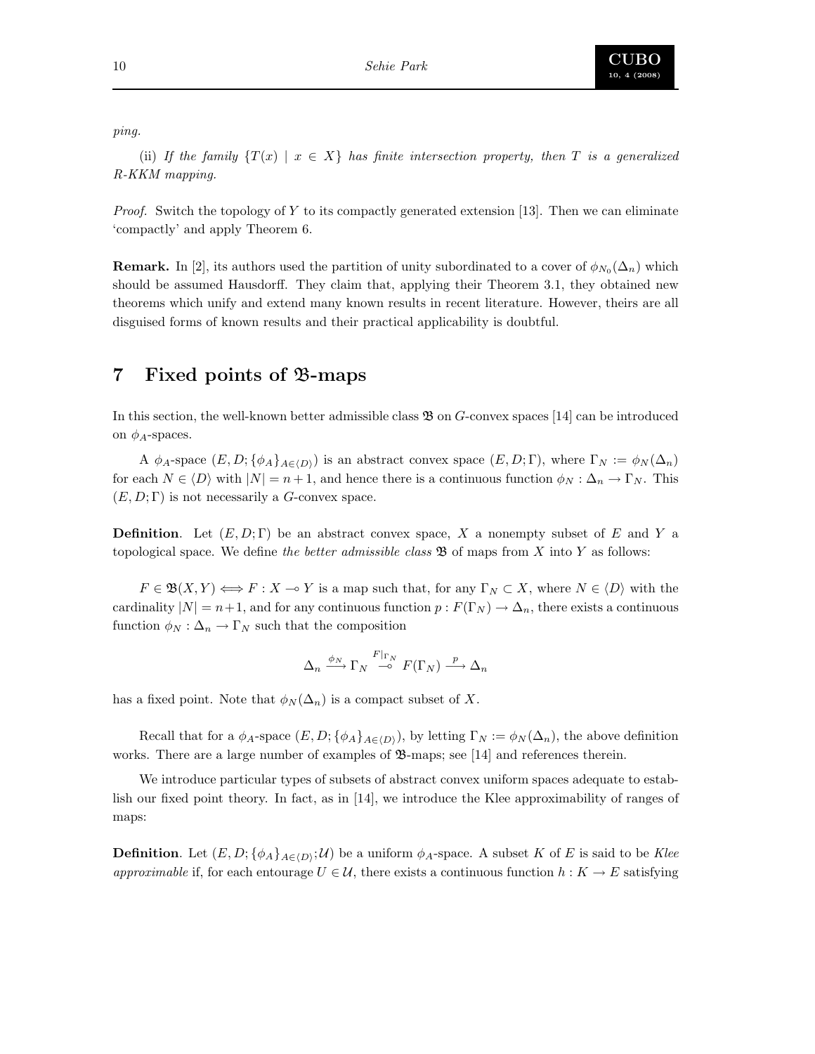*ping.*

(ii) *If the family $\{T(x) \mid x \in X\}$ has finite intersection property, then $T$ is a generalized R-KKM mapping.*

*Proof.* Switch the topology of $Y$ to its compactly generated extension [13]. Then we can eliminate 'compactly' and apply Theorem 6.

**Remark.** In [2], its authors used the partition of unity subordinated to a cover of $\phi_{N_0}(\Delta_n)$ which should be assumed Hausdorff. They claim that, applying their Theorem 3.1, they obtained new theorems which unify and extend many known results in recent literature. However, theirs are all disguised forms of known results and their practical applicability is doubtful.

# 7 Fixed points of $\mathfrak{B}$-maps

In this section, the well-known better admissible class $\mathfrak{B}$ on $G$-convex spaces [14] can be introduced on $\phi_A$-spaces.

A $\phi_A$-space $(E, D; \{\phi_A\}_{A\in\langle D\rangle})$ is an abstract convex space $(E, D; \Gamma)$, where $\Gamma_N := \phi_N(\Delta_n)$ for each $N \in \langle D\rangle$ with $|N| = n+1$, and hence there is a continuous function $\phi_N : \Delta_n \to \Gamma_N$. This $(E, D; \Gamma)$ is not necessarily a $G$-convex space.

**Definition**. Let $(E, D; \Gamma)$ be an abstract convex space, $X$ a nonempty subset of $E$ and $Y$ a topological space. We define *the better admissible class* $\mathfrak{B}$ of maps from $X$ into $Y$ as follows:

$F \in \mathfrak{B}(X, Y) \iff F : X \multimap Y$ is a map such that, for any $\Gamma_N \subset X$, where $N \in \langle D\rangle$ with the cardinality $|N| = n+1$, and for any continuous function $p : F(\Gamma_N) \to \Delta_n$, there exists a continuous function $\phi_N : \Delta_n \to \Gamma_N$ such that the composition

$$\Delta_n \xrightarrow{\phi_N} \Gamma_N \overset{F|_{\Gamma_N}}{\multimap} F(\Gamma_N) \xrightarrow{p} \Delta_n$$

has a fixed point. Note that $\phi_N(\Delta_n)$ is a compact subset of $X$.

Recall that for a $\phi_A$-space $(E, D; \{\phi_A\}_{A\in\langle D\rangle})$, by letting $\Gamma_N := \phi_N(\Delta_n)$, the above definition works. There are a large number of examples of $\mathfrak{B}$-maps; see [14] and references therein.

We introduce particular types of subsets of abstract convex uniform spaces adequate to establish our fixed point theory. In fact, as in [14], we introduce the Klee approximability of ranges of maps:

**Definition**. Let $(E, D; \{\phi_A\}_{A\in\langle D\rangle}; \mathcal{U})$ be a uniform $\phi_A$-space. A subset $K$ of $E$ is said to be *Klee approximable* if, for each entourage $U \in \mathcal{U}$, there exists a continuous function $h : K \to E$ satisfying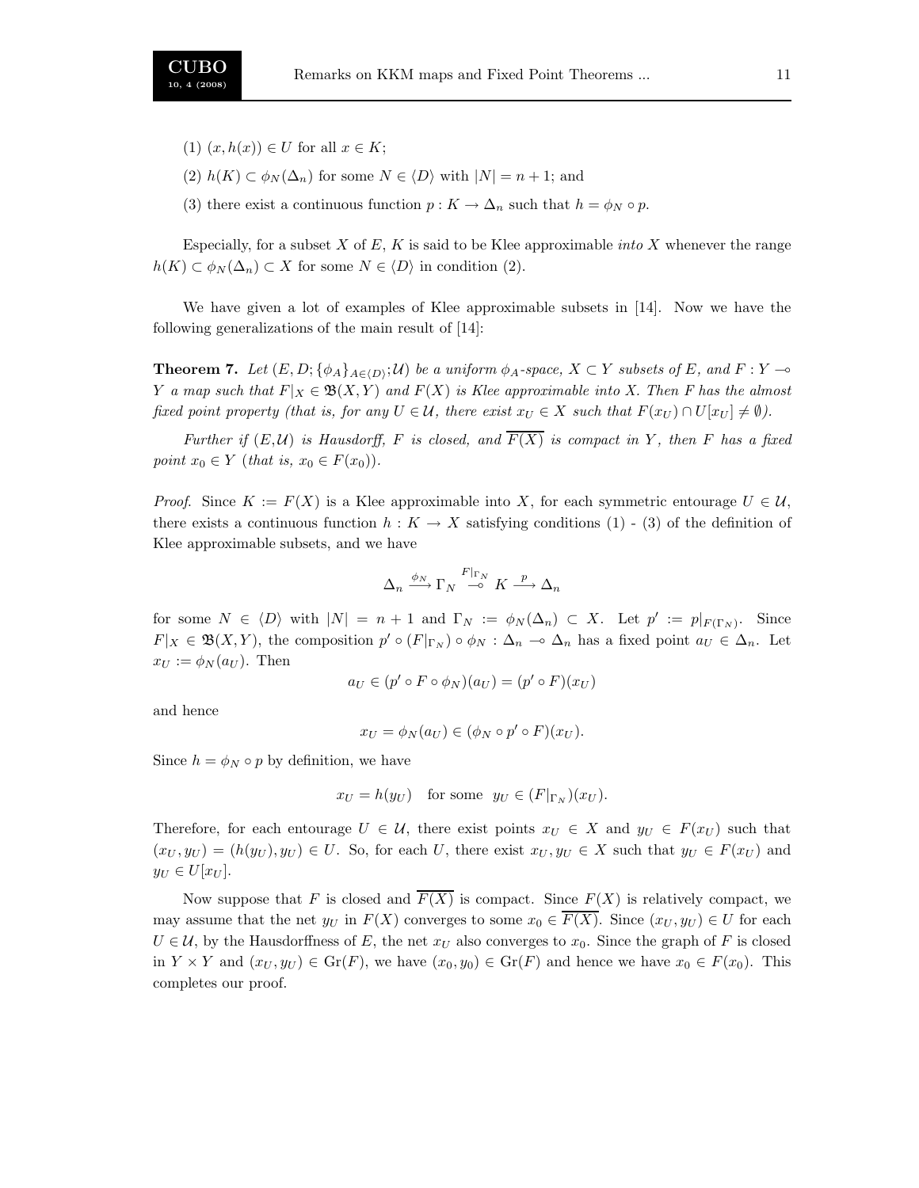(1) $(x, h(x)) \in U$ for all $x \in K$;

(2) $h(K) \subset \phi_N(\Delta_n)$ for some $N \in \langle D \rangle$ with $|N| = n+1$; and

(3) there exist a continuous function $p : K \to \Delta_n$ such that $h = \phi_N \circ p$.

Especially, for a subset $X$ of $E$, $K$ is said to be Klee approximable *into* $X$ whenever the range $h(K) \subset \phi_N(\Delta_n) \subset X$ for some $N \in \langle D \rangle$ in condition (2).

We have given a lot of examples of Klee approximable subsets in [14]. Now we have the following generalizations of the main result of [14]:

**Theorem 7.** *Let $(E, D; \{\phi_A\}_{A \in \langle D \rangle}; \mathcal{U})$ be a uniform $\phi_A$-space, $X \subset Y$ subsets of $E$, and $F : Y \multimap Y$ a map such that $F|_X \in \mathfrak{B}(X, Y)$ and $F(X)$ is Klee approximable into $X$. Then $F$ has the almost fixed point property (that is, for any $U \in \mathcal{U}$, there exist $x_U \in X$ such that $F(x_U) \cap U[x_U] \neq \emptyset$).*

*Further if $(E, \mathcal{U})$ is Hausdorff, $F$ is closed, and $\overline{F(X)}$ is compact in $Y$, then $F$ has a fixed point $x_0 \in Y$ (that is, $x_0 \in F(x_0)$).*

*Proof.* Since $K := F(X)$ is a Klee approximable into $X$, for each symmetric entourage $U \in \mathcal{U}$, there exists a continuous function $h : K \to X$ satisfying conditions (1) - (3) of the definition of Klee approximable subsets, and we have

$$\Delta_n \xrightarrow{\phi_N} \Gamma_N \overset{F|_{\Gamma_N}}{\multimap} K \xrightarrow{p} \Delta_n$$

for some $N \in \langle D \rangle$ with $|N| = n+1$ and $\Gamma_N := \phi_N(\Delta_n) \subset X$. Let $p' := p|_{F(\Gamma_N)}$. Since $F|_X \in \mathfrak{B}(X, Y)$, the composition $p' \circ (F|_{\Gamma_N}) \circ \phi_N : \Delta_n \multimap \Delta_n$ has a fixed point $a_U \in \Delta_n$. Let $x_U := \phi_N(a_U)$. Then

$$a_U \in (p' \circ F \circ \phi_N)(a_U) = (p' \circ F)(x_U)$$

and hence

$$x_U = \phi_N(a_U) \in (\phi_N \circ p' \circ F)(x_U).$$

Since $h = \phi_N \circ p$ by definition, we have

$$x_U = h(y_U) \quad \text{for some} \quad y_U \in (F|_{\Gamma_N})(x_U).$$

Therefore, for each entourage $U \in \mathcal{U}$, there exist points $x_U \in X$ and $y_U \in F(x_U)$ such that $(x_U, y_U) = (h(y_U), y_U) \in U$. So, for each $U$, there exist $x_U, y_U \in X$ such that $y_U \in F(x_U)$ and $y_U \in U[x_U]$.

Now suppose that $F$ is closed and $\overline{F(X)}$ is compact. Since $F(X)$ is relatively compact, we may assume that the net $y_U$ in $F(X)$ converges to some $x_0 \in \overline{F(X)}$. Since $(x_U, y_U) \in U$ for each $U \in \mathcal{U}$, by the Hausdorffness of $E$, the net $x_U$ also converges to $x_0$. Since the graph of $F$ is closed in $Y \times Y$ and $(x_U, y_U) \in \text{Gr}(F)$, we have $(x_0, y_0) \in \text{Gr}(F)$ and hence we have $x_0 \in F(x_0)$. This completes our proof.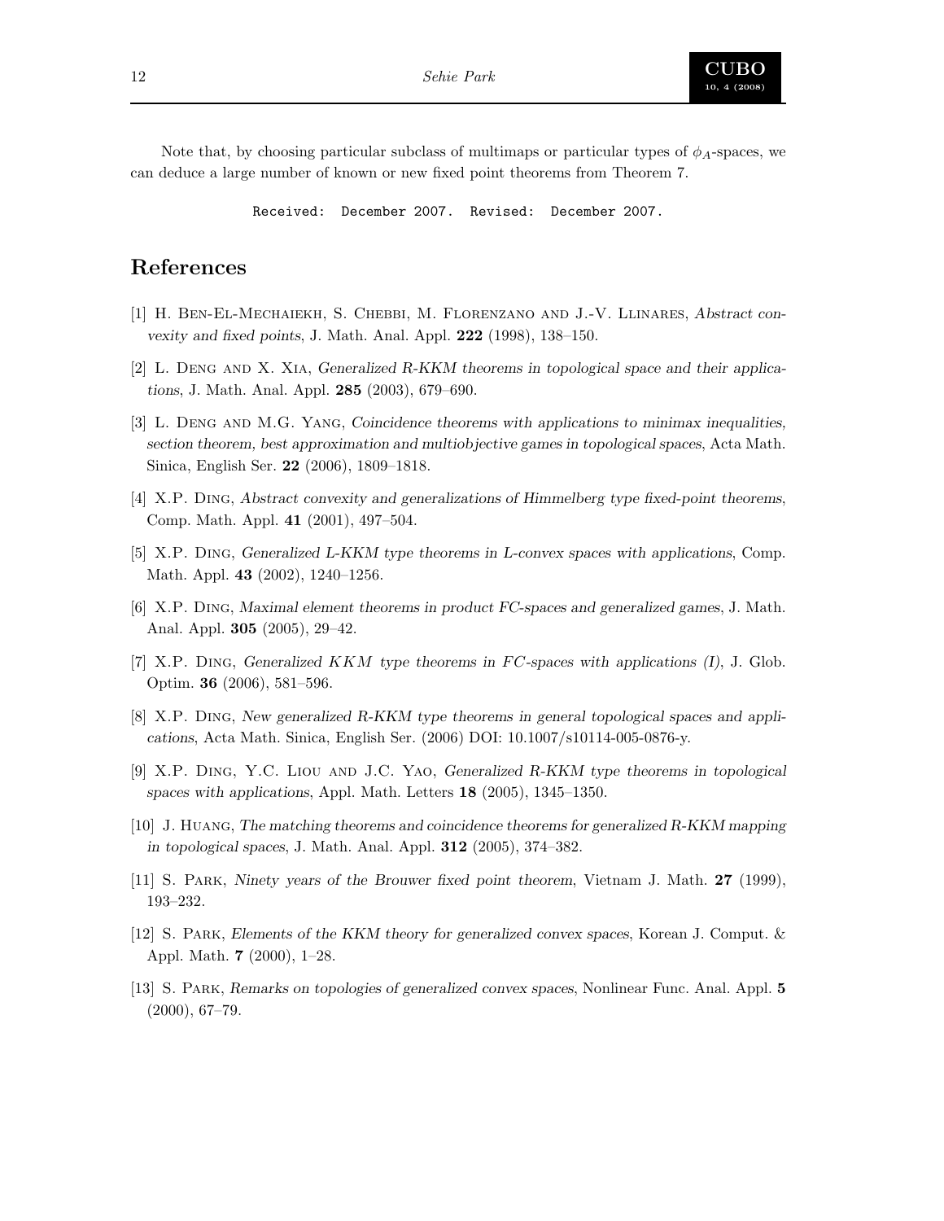Note that, by choosing particular subclass of multimaps or particular types of $\phi_A$-spaces, we can deduce a large number of known or new fixed point theorems from Theorem 7.

```
Received: December 2007. Revised: December 2007.
```

## References

[1] H. Ben-El-Mechaiekh, S. Chebbi, M. Florenzano and J.-V. Llinares, *Abstract convexity and fixed points*, J. Math. Anal. Appl. **222** (1998), 138–150.

[2] L. Deng and X. Xia, *Generalized R-KKM theorems in topological space and their applications*, J. Math. Anal. Appl. **285** (2003), 679–690.

[3] L. Deng and M.G. Yang, *Coincidence theorems with applications to minimax inequalities, section theorem, best approximation and multiobjective games in topological spaces*, Acta Math. Sinica, English Ser. **22** (2006), 1809–1818.

[4] X.P. Ding, *Abstract convexity and generalizations of Himmelberg type fixed-point theorems*, Comp. Math. Appl. **41** (2001), 497–504.

[5] X.P. Ding, *Generalized L-KKM type theorems in L-convex spaces with applications*, Comp. Math. Appl. **43** (2002), 1240–1256.

[6] X.P. Ding, *Maximal element theorems in product FC-spaces and generalized games*, J. Math. Anal. Appl. **305** (2005), 29–42.

[7] X.P. Ding, *Generalized $KKM$ type theorems in $FC$-spaces with applications (I)*, J. Glob. Optim. **36** (2006), 581–596.

[8] X.P. Ding, *New generalized R-KKM type theorems in general topological spaces and applications*, Acta Math. Sinica, English Ser. (2006) DOI: 10.1007/s10114-005-0876-y.

[9] X.P. Ding, Y.C. Liou and J.C. Yao, *Generalized R-KKM type theorems in topological spaces with applications*, Appl. Math. Letters **18** (2005), 1345–1350.

[10] J. Huang, *The matching theorems and coincidence theorems for generalized R-KKM mapping in topological spaces*, J. Math. Anal. Appl. **312** (2005), 374–382.

[11] S. Park, *Ninety years of the Brouwer fixed point theorem*, Vietnam J. Math. **27** (1999), 193–232.

[12] S. Park, *Elements of the KKM theory for generalized convex spaces*, Korean J. Comput. & Appl. Math. **7** (2000), 1–28.

[13] S. Park, *Remarks on topologies of generalized convex spaces*, Nonlinear Func. Anal. Appl. **5** (2000), 67–79.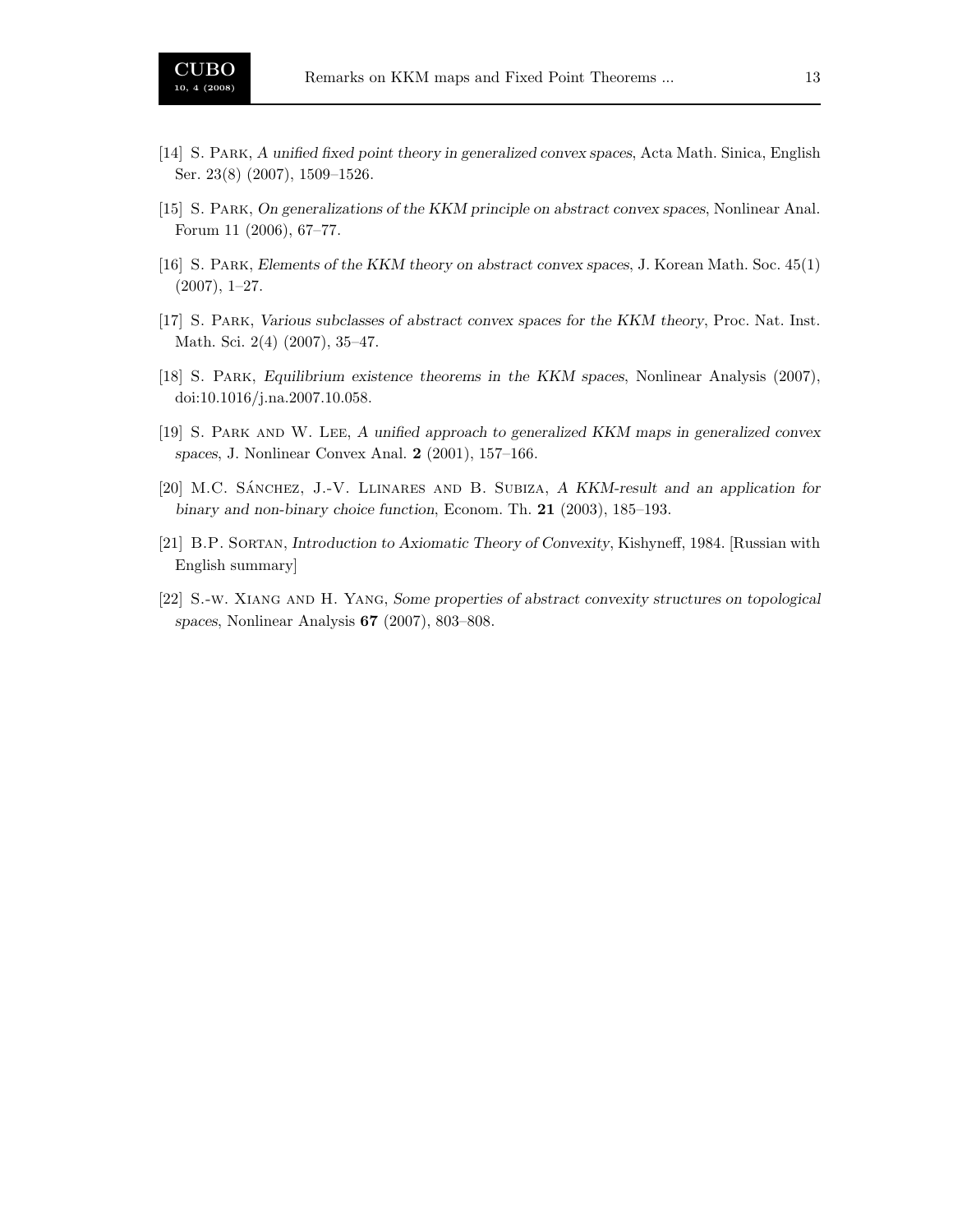[14] S. Park, *A unified fixed point theory in generalized convex spaces*, Acta Math. Sinica, English Ser. 23(8) (2007), 1509–1526.

[15] S. Park, *On generalizations of the KKM principle on abstract convex spaces*, Nonlinear Anal. Forum 11 (2006), 67–77.

[16] S. Park, *Elements of the KKM theory on abstract convex spaces*, J. Korean Math. Soc. 45(1) (2007), 1–27.

[17] S. Park, *Various subclasses of abstract convex spaces for the KKM theory*, Proc. Nat. Inst. Math. Sci. 2(4) (2007), 35–47.

[18] S. Park, *Equilibrium existence theorems in the KKM spaces*, Nonlinear Analysis (2007), doi:10.1016/j.na.2007.10.058.

[19] S. Park and W. Lee, *A unified approach to generalized KKM maps in generalized convex spaces*, J. Nonlinear Convex Anal. **2** (2001), 157–166.

[20] M.C. Sánchez, J.-V. Llinares and B. Subiza, *A KKM-result and an application for binary and non-binary choice function*, Econom. Th. **21** (2003), 185–193.

[21] B.P. Sortan, *Introduction to Axiomatic Theory of Convexity*, Kishyneff, 1984. [Russian with English summary]

[22] S.-w. Xiang and H. Yang, *Some properties of abstract convexity structures on topological spaces*, Nonlinear Analysis **67** (2007), 803–808.